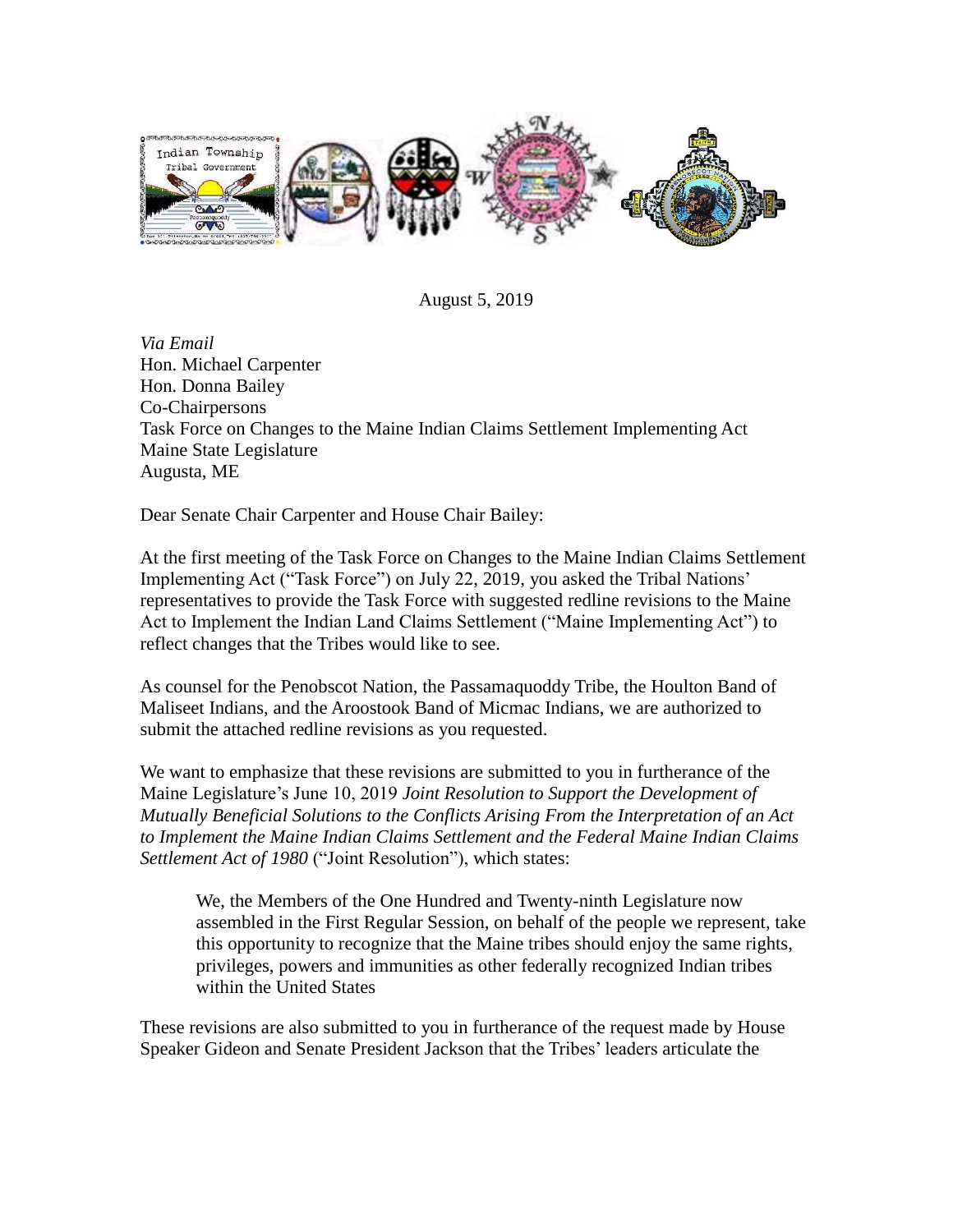August 5, 2019

*Via Email*
Hon. Michael Carpenter
Hon. Donna Bailey
Co-Chairpersons
Task Force on Changes to the Maine Indian Claims Settlement Implementing Act
Maine State Legislature
Augusta, ME

Dear Senate Chair Carpenter and House Chair Bailey:

At the first meeting of the Task Force on Changes to the Maine Indian Claims Settlement Implementing Act ("Task Force") on July 22, 2019, you asked the Tribal Nations' representatives to provide the Task Force with suggested redline revisions to the Maine Act to Implement the Indian Land Claims Settlement ("Maine Implementing Act") to reflect changes that the Tribes would like to see.

As counsel for the Penobscot Nation, the Passamaquoddy Tribe, the Houlton Band of Maliseet Indians, and the Aroostook Band of Micmac Indians, we are authorized to submit the attached redline revisions as you requested.

We want to emphasize that these revisions are submitted to you in furtherance of the Maine Legislature's June 10, 2019 *Joint Resolution to Support the Development of Mutually Beneficial Solutions to the Conflicts Arising From the Interpretation of an Act to Implement the Maine Indian Claims Settlement and the Federal Maine Indian Claims Settlement Act of 1980* ("Joint Resolution"), which states:

> We, the Members of the One Hundred and Twenty-ninth Legislature now assembled in the First Regular Session, on behalf of the people we represent, take this opportunity to recognize that the Maine tribes should enjoy the same rights, privileges, powers and immunities as other federally recognized Indian tribes within the United States

These revisions are also submitted to you in furtherance of the request made by House Speaker Gideon and Senate President Jackson that the Tribes' leaders articulate the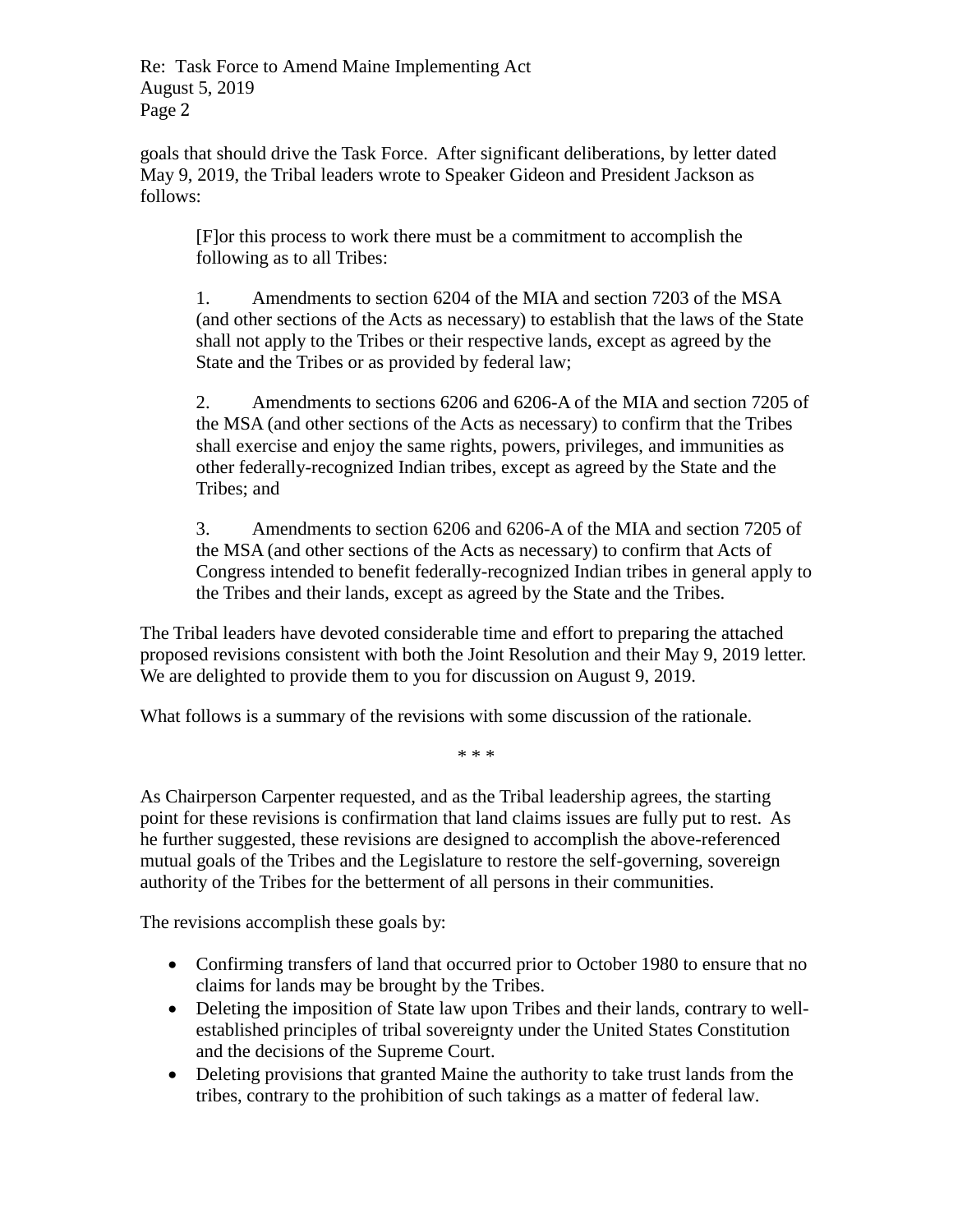goals that should drive the Task Force. After significant deliberations, by letter dated May 9, 2019, the Tribal leaders wrote to Speaker Gideon and President Jackson as follows:

> [F]or this process to work there must be a commitment to accomplish the following as to all Tribes:
>
> 1. Amendments to section 6204 of the MIA and section 7203 of the MSA (and other sections of the Acts as necessary) to establish that the laws of the State shall not apply to the Tribes or their respective lands, except as agreed by the State and the Tribes or as provided by federal law;
>
> 2. Amendments to sections 6206 and 6206-A of the MIA and section 7205 of the MSA (and other sections of the Acts as necessary) to confirm that the Tribes shall exercise and enjoy the same rights, powers, privileges, and immunities as other federally-recognized Indian tribes, except as agreed by the State and the Tribes; and
>
> 3. Amendments to section 6206 and 6206-A of the MIA and section 7205 of the MSA (and other sections of the Acts as necessary) to confirm that Acts of Congress intended to benefit federally-recognized Indian tribes in general apply to the Tribes and their lands, except as agreed by the State and the Tribes.

The Tribal leaders have devoted considerable time and effort to preparing the attached proposed revisions consistent with both the Joint Resolution and their May 9, 2019 letter. We are delighted to provide them to you for discussion on August 9, 2019.

What follows is a summary of the revisions with some discussion of the rationale.

\* \* \*

As Chairperson Carpenter requested, and as the Tribal leadership agrees, the starting point for these revisions is confirmation that land claims issues are fully put to rest. As he further suggested, these revisions are designed to accomplish the above-referenced mutual goals of the Tribes and the Legislature to restore the self-governing, sovereign authority of the Tribes for the betterment of all persons in their communities.

The revisions accomplish these goals by:

- Confirming transfers of land that occurred prior to October 1980 to ensure that no claims for lands may be brought by the Tribes.
- Deleting the imposition of State law upon Tribes and their lands, contrary to well-established principles of tribal sovereignty under the United States Constitution and the decisions of the Supreme Court.
- Deleting provisions that granted Maine the authority to take trust lands from the tribes, contrary to the prohibition of such takings as a matter of federal law.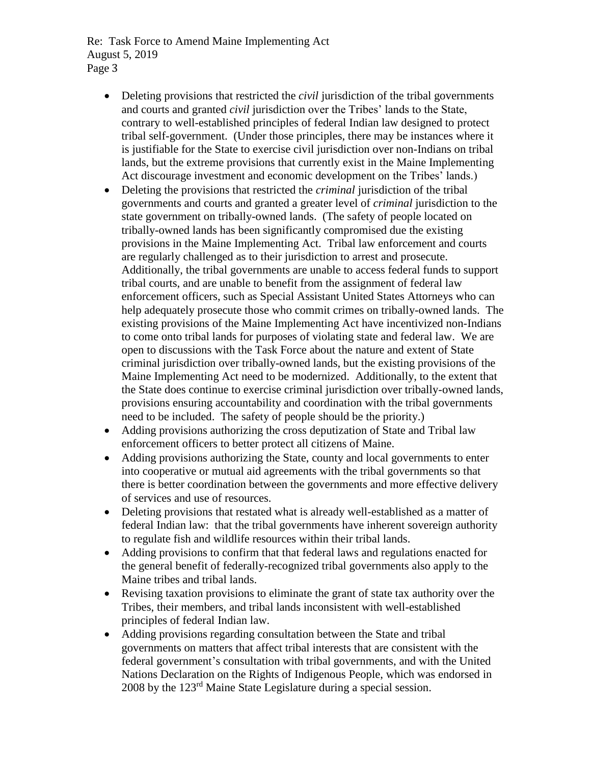- Deleting provisions that restricted the *civil* jurisdiction of the tribal governments and courts and granted *civil* jurisdiction over the Tribes' lands to the State, contrary to well-established principles of federal Indian law designed to protect tribal self-government. (Under those principles, there may be instances where it is justifiable for the State to exercise civil jurisdiction over non-Indians on tribal lands, but the extreme provisions that currently exist in the Maine Implementing Act discourage investment and economic development on the Tribes' lands.)
- Deleting the provisions that restricted the *criminal* jurisdiction of the tribal governments and courts and granted a greater level of *criminal* jurisdiction to the state government on tribally-owned lands. (The safety of people located on tribally-owned lands has been significantly compromised due the existing provisions in the Maine Implementing Act. Tribal law enforcement and courts are regularly challenged as to their jurisdiction to arrest and prosecute. Additionally, the tribal governments are unable to access federal funds to support tribal courts, and are unable to benefit from the assignment of federal law enforcement officers, such as Special Assistant United States Attorneys who can help adequately prosecute those who commit crimes on tribally-owned lands. The existing provisions of the Maine Implementing Act have incentivized non-Indians to come onto tribal lands for purposes of violating state and federal law. We are open to discussions with the Task Force about the nature and extent of State criminal jurisdiction over tribally-owned lands, but the existing provisions of the Maine Implementing Act need to be modernized. Additionally, to the extent that the State does continue to exercise criminal jurisdiction over tribally-owned lands, provisions ensuring accountability and coordination with the tribal governments need to be included. The safety of people should be the priority.)
- Adding provisions authorizing the cross deputization of State and Tribal law enforcement officers to better protect all citizens of Maine.
- Adding provisions authorizing the State, county and local governments to enter into cooperative or mutual aid agreements with the tribal governments so that there is better coordination between the governments and more effective delivery of services and use of resources.
- Deleting provisions that restated what is already well-established as a matter of federal Indian law: that the tribal governments have inherent sovereign authority to regulate fish and wildlife resources within their tribal lands.
- Adding provisions to confirm that that federal laws and regulations enacted for the general benefit of federally-recognized tribal governments also apply to the Maine tribes and tribal lands.
- Revising taxation provisions to eliminate the grant of state tax authority over the Tribes, their members, and tribal lands inconsistent with well-established principles of federal Indian law.
- Adding provisions regarding consultation between the State and tribal governments on matters that affect tribal interests that are consistent with the federal government's consultation with tribal governments, and with the United Nations Declaration on the Rights of Indigenous People, which was endorsed in 2008 by the 123rd Maine State Legislature during a special session.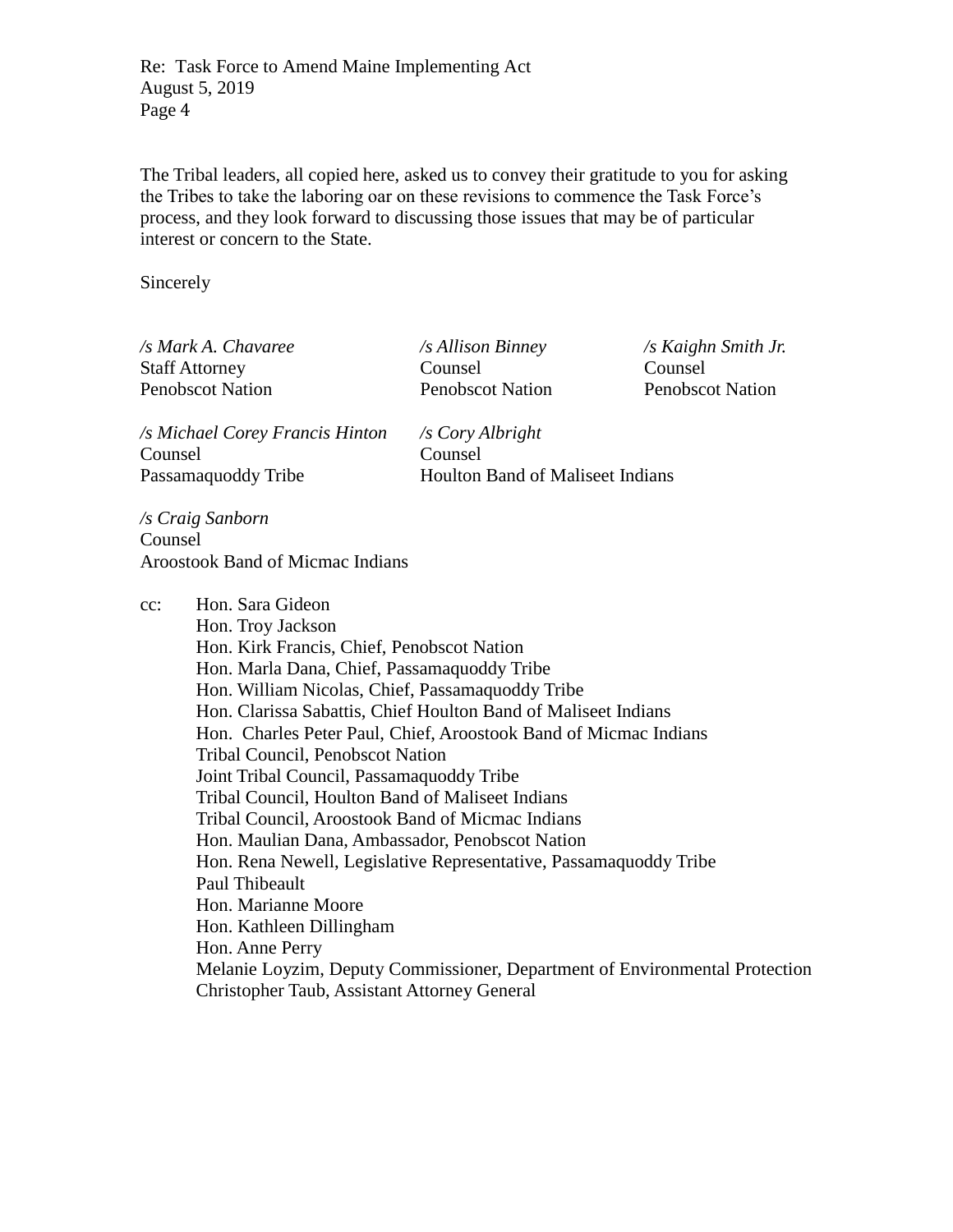The Tribal leaders, all copied here, asked us to convey their gratitude to you for asking the Tribes to take the laboring oar on these revisions to commence the Task Force's process, and they look forward to discussing those issues that may be of particular interest or concern to the State.

Sincerely

*/s Mark A. Chavaree*
Staff Attorney
Penobscot Nation

*/s Allison Binney*
Counsel
Penobscot Nation

*/s Kaighn Smith Jr.*
Counsel
Penobscot Nation

*/s Michael Corey Francis Hinton*
Counsel
Passamaquoddy Tribe

*/s Cory Albright*
Counsel
Houlton Band of Maliseet Indians

*/s Craig Sanborn*
Counsel
Aroostook Band of Micmac Indians

cc: Hon. Sara Gideon
Hon. Troy Jackson
Hon. Kirk Francis, Chief, Penobscot Nation
Hon. Marla Dana, Chief, Passamaquoddy Tribe
Hon. William Nicolas, Chief, Passamaquoddy Tribe
Hon. Clarissa Sabattis, Chief Houlton Band of Maliseet Indians
Hon. Charles Peter Paul, Chief, Aroostook Band of Micmac Indians
Tribal Council, Penobscot Nation
Joint Tribal Council, Passamaquoddy Tribe
Tribal Council, Houlton Band of Maliseet Indians
Tribal Council, Aroostook Band of Micmac Indians
Hon. Maulian Dana, Ambassador, Penobscot Nation
Hon. Rena Newell, Legislative Representative, Passamaquoddy Tribe
Paul Thibeault
Hon. Marianne Moore
Hon. Kathleen Dillingham
Hon. Anne Perry
Melanie Loyzim, Deputy Commissioner, Department of Environmental Protection
Christopher Taub, Assistant Attorney General